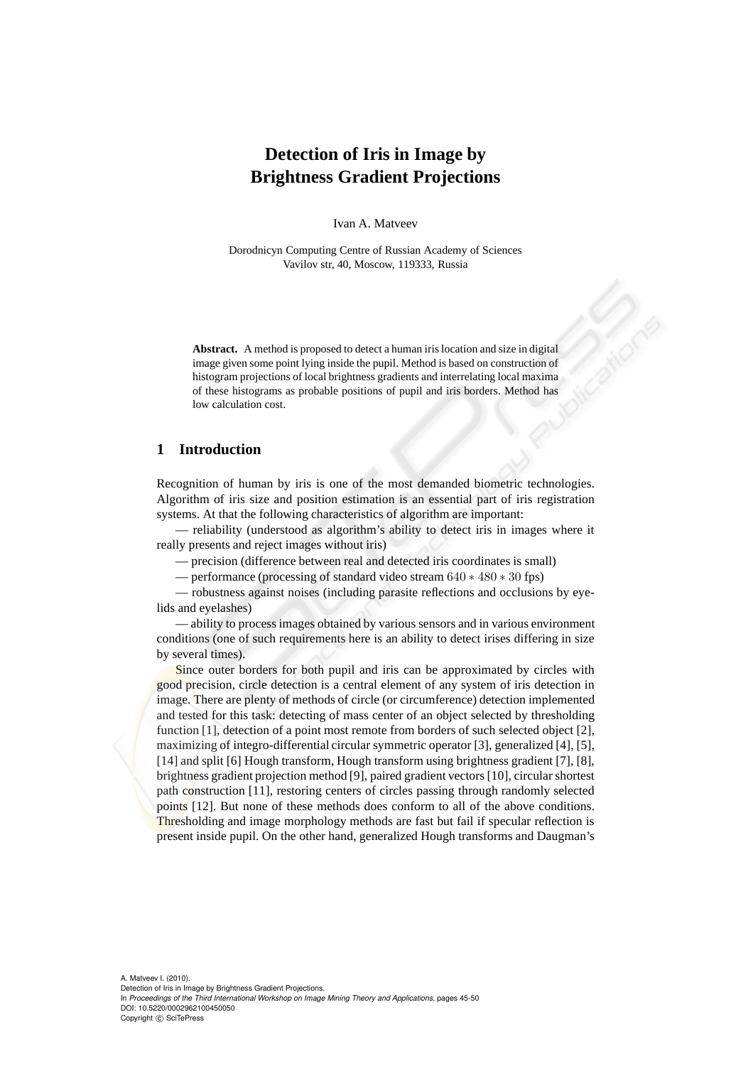# Detection of Iris in Image by Brightness Gradient Projections

Ivan A. Matveev

Dorodnicyn Computing Centre of Russian Academy of Sciences
Vavilov str, 40, Moscow, 119333, Russia

**Abstract.** A method is proposed to detect a human iris location and size in digital image given some point lying inside the pupil. Method is based on construction of histogram projections of local brightness gradients and interrelating local maxima of these histograms as probable positions of pupil and iris borders. Method has low calculation cost.

## 1 Introduction

Recognition of human by iris is one of the most demanded biometric technologies. Algorithm of iris size and position estimation is an essential part of iris registration systems. At that the following characteristics of algorithm are important:

— reliability (understood as algorithm's ability to detect iris in images where it really presents and reject images without iris)

— precision (difference between real and detected iris coordinates is small)

— performance (processing of standard video stream $640 * 480 * 30$ fps)

— robustness against noises (including parasite reflections and occlusions by eyelids and eyelashes)

— ability to process images obtained by various sensors and in various environment conditions (one of such requirements here is an ability to detect irises differing in size by several times).

Since outer borders for both pupil and iris can be approximated by circles with good precision, circle detection is a central element of any system of iris detection in image. There are plenty of methods of circle (or circumference) detection implemented and tested for this task: detecting of mass center of an object selected by thresholding function [1], detection of a point most remote from borders of such selected object [2], maximizing of integro-differential circular symmetric operator [3], generalized [4], [5], [14] and split [6] Hough transform, Hough transform using brightness gradient [7], [8], brightness gradient projection method [9], paired gradient vectors [10], circular shortest path construction [11], restoring centers of circles passing through randomly selected points [12]. But none of these methods does conform to all of the above conditions. Thresholding and image morphology methods are fast but fail if specular reflection is present inside pupil. On the other hand, generalized Hough transforms and Daugman's

A. Matveev I. (2010).
Detection of Iris in Image by Brightness Gradient Projections.
In *Proceedings of the Third International Workshop on Image Mining Theory and Applications*, pages 45-50
DOI: 10.5220/0002962100450050
Copyright © SciTePress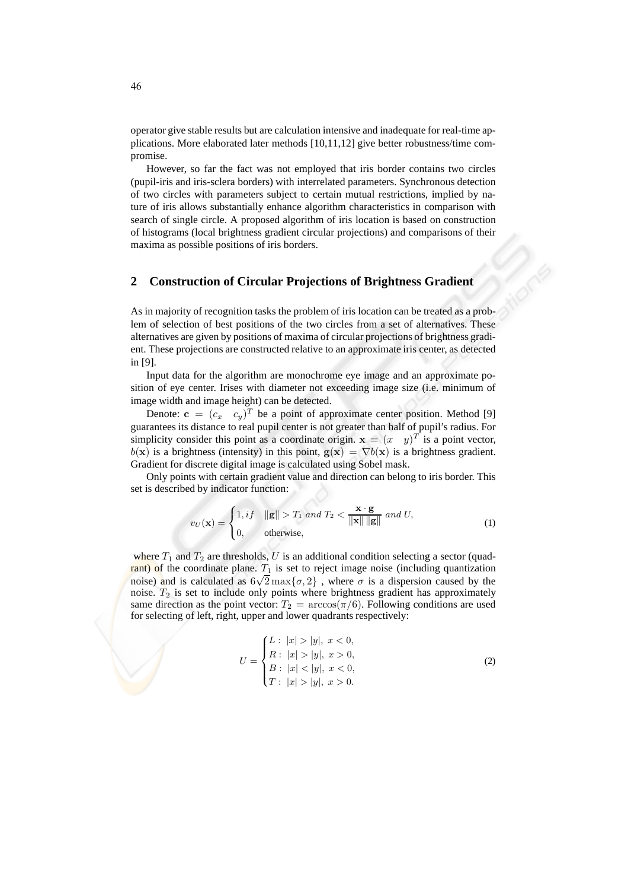operator give stable results but are calculation intensive and inadequate for real-time applications. More elaborated later methods [10,11,12] give better robustness/time compromise.

However, so far the fact was not employed that iris border contains two circles (pupil-iris and iris-sclera borders) with interrelated parameters. Synchronous detection of two circles with parameters subject to certain mutual restrictions, implied by nature of iris allows substantially enhance algorithm characteristics in comparison with search of single circle. A proposed algorithm of iris location is based on construction of histograms (local brightness gradient circular projections) and comparisons of their maxima as possible positions of iris borders.

## 2 Construction of Circular Projections of Brightness Gradient

As in majority of recognition tasks the problem of iris location can be treated as a problem of selection of best positions of the two circles from a set of alternatives. These alternatives are given by positions of maxima of circular projections of brightness gradient. These projections are constructed relative to an approximate iris center, as detected in [9].

Input data for the algorithm are monochrome eye image and an approximate position of eye center. Irises with diameter not exceeding image size (i.e. minimum of image width and image height) can be detected.

Denote: $\mathbf{c} = (c_x \quad c_y)^T$ be a point of approximate center position. Method [9] guarantees its distance to real pupil center is not greater than half of pupil's radius. For simplicity consider this point as a coordinate origin. $\mathbf{x} = (x \quad y)^T$ is a point vector, $b(\mathbf{x})$ is a brightness (intensity) in this point, $\mathbf{g}(\mathbf{x}) = \nabla b(\mathbf{x})$ is a brightness gradient. Gradient for discrete digital image is calculated using Sobel mask.

Only points with certain gradient value and direction can belong to iris border. This set is described by indicator function:

$$v_U(\mathbf{x}) = \begin{cases} 1, if \quad \|\mathbf{g}\| > T_1 \ and \ T_2 < \dfrac{\mathbf{x} \cdot \mathbf{g}}{\|\mathbf{x}\| \, \|\mathbf{g}\|} \ and \ U, \\ 0, \qquad \text{otherwise}, \end{cases} \tag{1}$$

where $T_1$ and $T_2$ are thresholds, $U$ is an additional condition selecting a sector (quadrant) of the coordinate plane. $T_1$ is set to reject image noise (including quantization noise) and is calculated as $6\sqrt{2}\max\{\sigma, 2\}$ , where $\sigma$ is a dispersion caused by the noise. $T_2$ is set to include only points where brightness gradient has approximately same direction as the point vector: $T_2 = \arccos(\pi/6)$. Following conditions are used for selecting of left, right, upper and lower quadrants respectively:

$$U = \begin{cases} L: \ |x| > |y|, \ x < 0, \\ R: \ |x| > |y|, \ x > 0, \\ B: \ |x| < |y|, \ x < 0, \\ T: \ |x| > |y|, \ x > 0. \end{cases} \tag{2}$$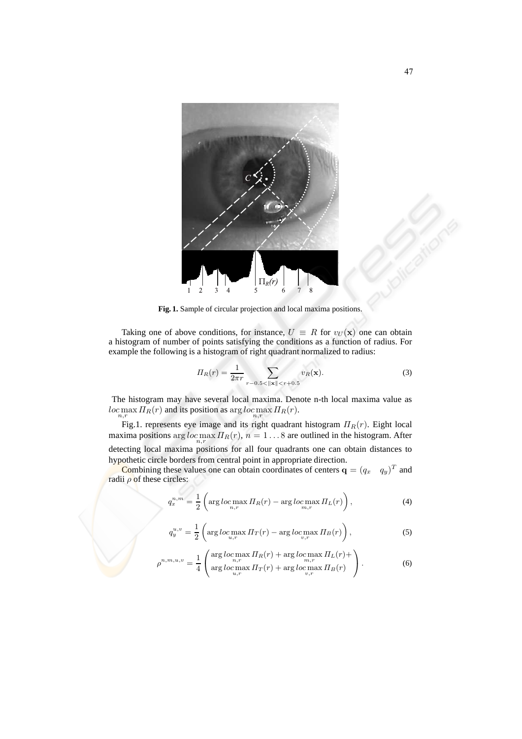**Fig. 1.** Sample of circular projection and local maxima positions.

Taking one of above conditions, for instance, $U \equiv R$ for $v_U(\mathbf{x})$ one can obtain a histogram of number of points satisfying the conditions as a function of radius. For example the following is a histogram of right quadrant normalized to radius:

$$\Pi_R(r) = \frac{1}{2\pi r} \sum_{r-0.5<\|\mathbf{x}\|<r+0.5} v_R(\mathbf{x}). \tag{3}$$

The histogram may have several local maxima. Denote n-th local maxima value as $\underset{n,r}{loc\max}\, \Pi_R(r)$ and its position as $\arg \underset{n,r}{loc\max}\, \Pi_R(r)$.

Fig.1. represents eye image and its right quadrant histogram $\Pi_R(r)$. Eight local maxima positions $\arg \underset{n,r}{loc\max}\, \Pi_R(r)$, $n = 1 \ldots 8$ are outlined in the histogram. After detecting local maxima positions for all four quadrants one can obtain distances to hypothetic circle borders from central point in appropriate direction.

Combining these values one can obtain coordinates of centers $\mathbf{q} = (q_x \quad q_y)^T$ and radii $\rho$ of these circles:

$$q_x^{n,m} = \frac{1}{2} \left( \arg \underset{n,r}{loc\max}\, \Pi_R(r) - \arg \underset{m,r}{loc\max}\, \Pi_L(r) \right), \tag{4}$$

$$q_y^{u,v} = \frac{1}{2} \left( \arg \underset{u,r}{loc\max}\, \Pi_T(r) - \arg \underset{v,r}{loc\max}\, \Pi_B(r) \right), \tag{5}$$

$$\rho^{n,m,u,v} = \frac{1}{4} \begin{pmatrix} \arg \underset{n,r}{loc\max}\, \Pi_R(r) + \arg \underset{m,r}{loc\max}\, \Pi_L(r) + \\ \arg \underset{u,r}{loc\max}\, \Pi_T(r) + \arg \underset{v,r}{loc\max}\, \Pi_B(r) \end{pmatrix}. \tag{6}$$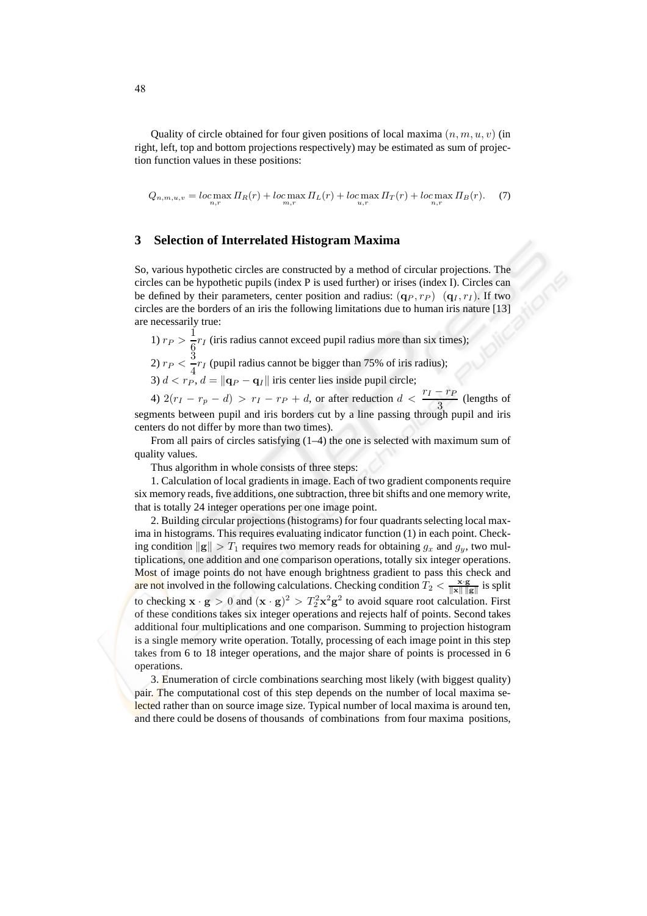Quality of circle obtained for four given positions of local maxima $(n, m, u, v)$ (in right, left, top and bottom projections respectively) may be estimated as sum of projection function values in these positions:

$$Q_{n,m,u,v} = loc\max_{n,r} \Pi_R(r) + loc\max_{m,r} \Pi_L(r) + loc\max_{u,r} \Pi_T(r) + loc\max_{n,r} \Pi_B(r). \quad (7)$$

## 3 Selection of Interrelated Histogram Maxima

So, various hypothetic circles are constructed by a method of circular projections. The circles can be hypothetic pupils (index P is used further) or irises (index I). Circles can be defined by their parameters, center position and radius: $(\mathbf{q}_P, r_P)$ $(\mathbf{q}_I, r_I)$. If two circles are the borders of an iris the following limitations due to human iris nature [13] are necessarily true:

1) $r_P > \frac{1}{6} r_I$ (iris radius cannot exceed pupil radius more than six times);

2) $r_P < \frac{3}{4} r_I$ (pupil radius cannot be bigger than 75% of iris radius);

3) $d < r_P$, $d = \|\mathbf{q}_P - \mathbf{q}_I\|$ iris center lies inside pupil circle;

4) $2(r_I - r_p - d) > r_I - r_P + d$, or after reduction $d < \frac{r_I - r_P}{3}$ (lengths of segments between pupil and iris borders cut by a line passing through pupil and iris centers do not differ by more than two times).

From all pairs of circles satisfying (1–4) the one is selected with maximum sum of quality values.

Thus algorithm in whole consists of three steps:

1. Calculation of local gradients in image. Each of two gradient components require six memory reads, five additions, one subtraction, three bit shifts and one memory write, that is totally 24 integer operations per one image point.

2. Building circular projections (histograms) for four quadrants selecting local maxima in histograms. This requires evaluating indicator function (1) in each point. Checking condition $\|\mathbf{g}\| > T_1$ requires two memory reads for obtaining $g_x$ and $g_y$, two multiplications, one addition and one comparison operations, totally six integer operations. Most of image points do not have enough brightness gradient to pass this check and are not involved in the following calculations. Checking condition $T_2 < \frac{\mathbf{x} \cdot \mathbf{g}}{\|\mathbf{x}\| \|\mathbf{g}\|}$ is split to checking $\mathbf{x} \cdot \mathbf{g} > 0$ and $(\mathbf{x} \cdot \mathbf{g})^2 > T_2^2 \mathbf{x}^2 \mathbf{g}^2$ to avoid square root calculation. First of these conditions takes six integer operations and rejects half of points. Second takes additional four multiplications and one comparison. Summing to projection histogram is a single memory write operation. Totally, processing of each image point in this step takes from 6 to 18 integer operations, and the major share of points is processed in 6 operations.

3. Enumeration of circle combinations searching most likely (with biggest quality) pair. The computational cost of this step depends on the number of local maxima selected rather than on source image size. Typical number of local maxima is around ten, and there could be dosens of thousands of combinations from four maxima positions,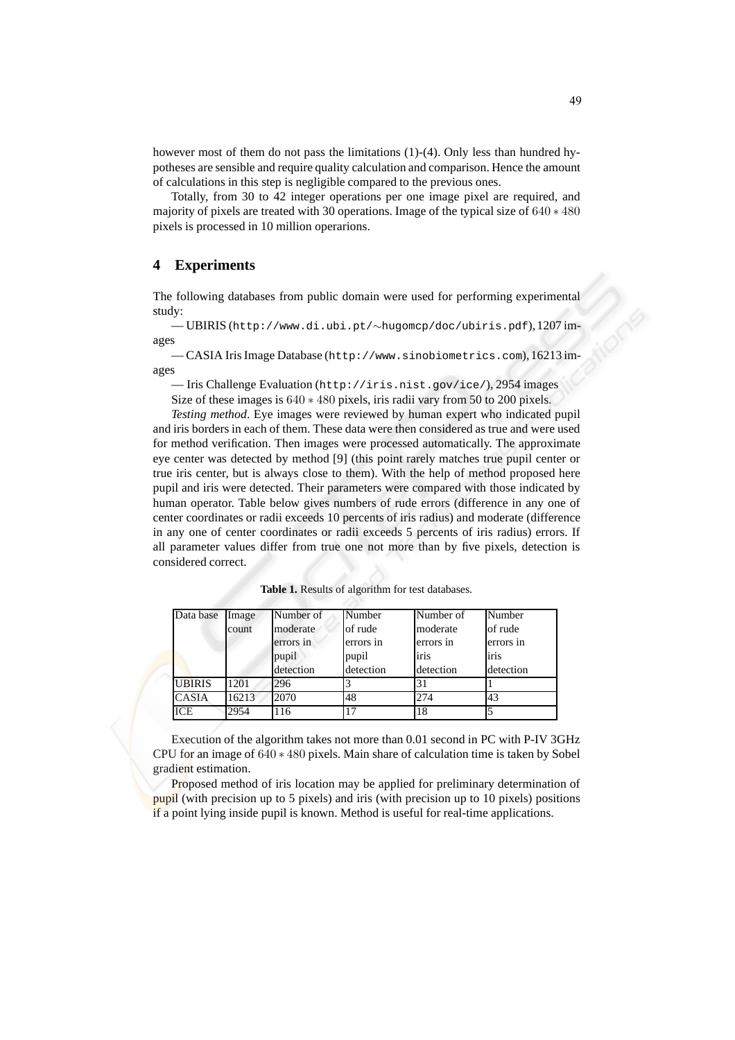however most of them do not pass the limitations (1)-(4). Only less than hundred hypotheses are sensible and require quality calculation and comparison. Hence the amount of calculations in this step is negligible compared to the previous ones.

Totally, from 30 to 42 integer operations per one image pixel are required, and majority of pixels are treated with 30 operations. Image of the typical size of $640 * 480$ pixels is processed in 10 million operarions.

## 4 Experiments

The following databases from public domain were used for performing experimental study:

— UBIRIS (`http://www.di.ubi.pt/∼hugomcp/doc/ubiris.pdf`), 1207 images

— CASIA Iris Image Database (`http://www.sinobiometrics.com`), 16213 images

— Iris Challenge Evaluation (`http://iris.nist.gov/ice/`), 2954 images

Size of these images is $640 * 480$ pixels, iris radii vary from 50 to 200 pixels.

*Testing method*. Eye images were reviewed by human expert who indicated pupil and iris borders in each of them. These data were then considered as true and were used for method verification. Then images were processed automatically. The approximate eye center was detected by method [9] (this point rarely matches true pupil center or true iris center, but is always close to them). With the help of method proposed here pupil and iris were detected. Their parameters were compared with those indicated by human operator. Table below gives numbers of rude errors (difference in any one of center coordinates or radii exceeds 10 percents of iris radius) and moderate (difference in any one of center coordinates or radii exceeds 5 percents of iris radius) errors. If all parameter values differ from true one not more than by five pixels, detection is considered correct.

**Table 1.** Results of algorithm for test databases.

| Data base | Image count | Number of moderate errors in pupil detection | Number of rude errors in pupil detection | Number of moderate errors in iris detection | Number of rude errors in iris detection |
|---|---|---|---|---|---|
| UBIRIS | 1201 | 296 | 3 | 31 | 1 |
| CASIA | 16213 | 2070 | 48 | 274 | 43 |
| ICE | 2954 | 116 | 17 | 18 | 5 |

Execution of the algorithm takes not more than 0.01 second in PC with P-IV 3GHz CPU for an image of $640 * 480$ pixels. Main share of calculation time is taken by Sobel gradient estimation.

Proposed method of iris location may be applied for preliminary determination of pupil (with precision up to 5 pixels) and iris (with precision up to 10 pixels) positions if a point lying inside pupil is known. Method is useful for real-time applications.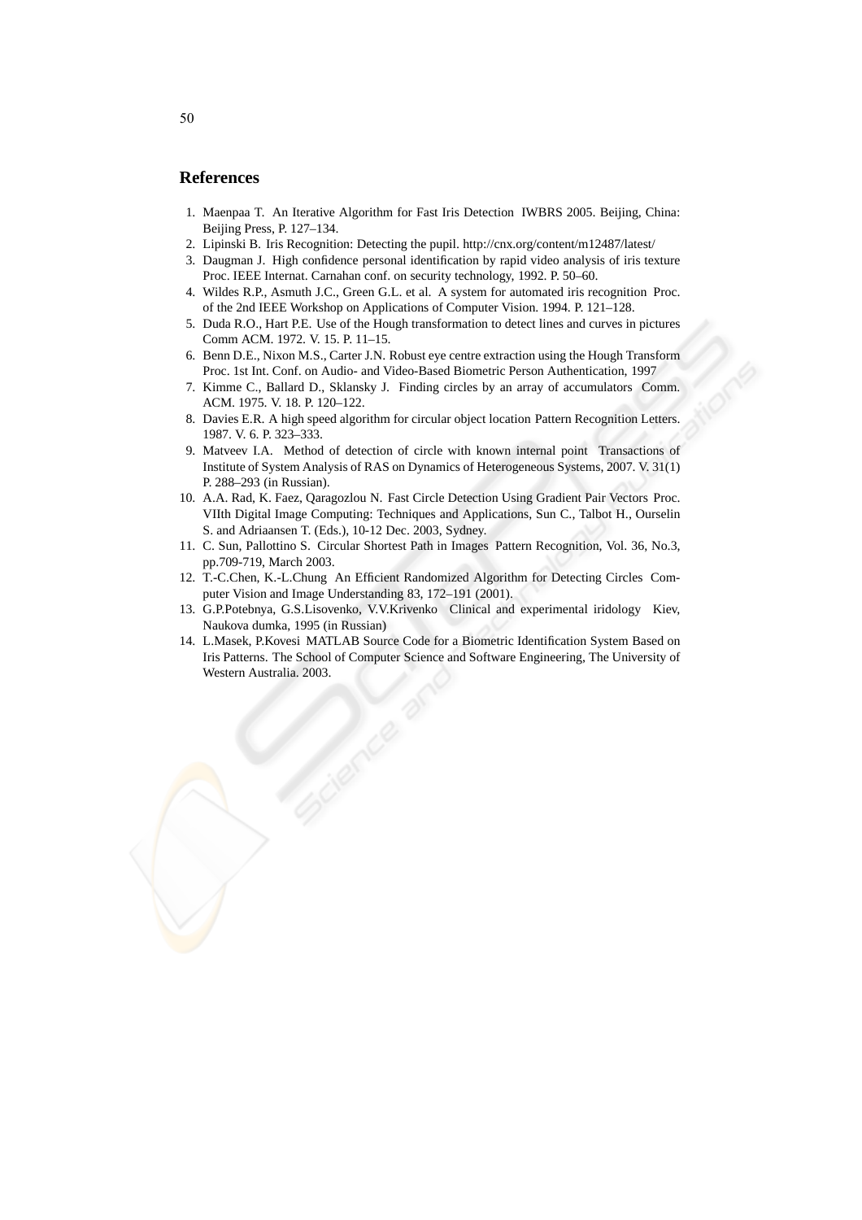## References

1. Maenpaa T. An Iterative Algorithm for Fast Iris Detection IWBRS 2005. Beijing, China: Beijing Press, P. 127–134.
2. Lipinski B. Iris Recognition: Detecting the pupil. http://cnx.org/content/m12487/latest/
3. Daugman J. High confidence personal identification by rapid video analysis of iris texture Proc. IEEE Internat. Carnahan conf. on security technology, 1992. P. 50–60.
4. Wildes R.P., Asmuth J.C., Green G.L. et al. A system for automated iris recognition Proc. of the 2nd IEEE Workshop on Applications of Computer Vision. 1994. P. 121–128.
5. Duda R.O., Hart P.E. Use of the Hough transformation to detect lines and curves in pictures Comm ACM. 1972. V. 15. P. 11–15.
6. Benn D.E., Nixon M.S., Carter J.N. Robust eye centre extraction using the Hough Transform Proc. 1st Int. Conf. on Audio- and Video-Based Biometric Person Authentication, 1997
7. Kimme C., Ballard D., Sklansky J. Finding circles by an array of accumulators Comm. ACM. 1975. V. 18. P. 120–122.
8. Davies E.R. A high speed algorithm for circular object location Pattern Recognition Letters. 1987. V. 6. P. 323–333.
9. Matveev I.A. Method of detection of circle with known internal point Transactions of Institute of System Analysis of RAS on Dynamics of Heterogeneous Systems, 2007. V. 31(1) P. 288–293 (in Russian).
10. A.A. Rad, K. Faez, Qaragozlou N. Fast Circle Detection Using Gradient Pair Vectors Proc. VIIth Digital Image Computing: Techniques and Applications, Sun C., Talbot H., Ourselin S. and Adriaansen T. (Eds.), 10-12 Dec. 2003, Sydney.
11. C. Sun, Pallottino S. Circular Shortest Path in Images Pattern Recognition, Vol. 36, No.3, pp.709-719, March 2003.
12. T.-C.Chen, K.-L.Chung An Efficient Randomized Algorithm for Detecting Circles Computer Vision and Image Understanding 83, 172–191 (2001).
13. G.P.Potebnya, G.S.Lisovenko, V.V.Krivenko Clinical and experimental iridology Kiev, Naukova dumka, 1995 (in Russian)
14. L.Masek, P.Kovesi MATLAB Source Code for a Biometric Identification System Based on Iris Patterns. The School of Computer Science and Software Engineering, The University of Western Australia. 2003.